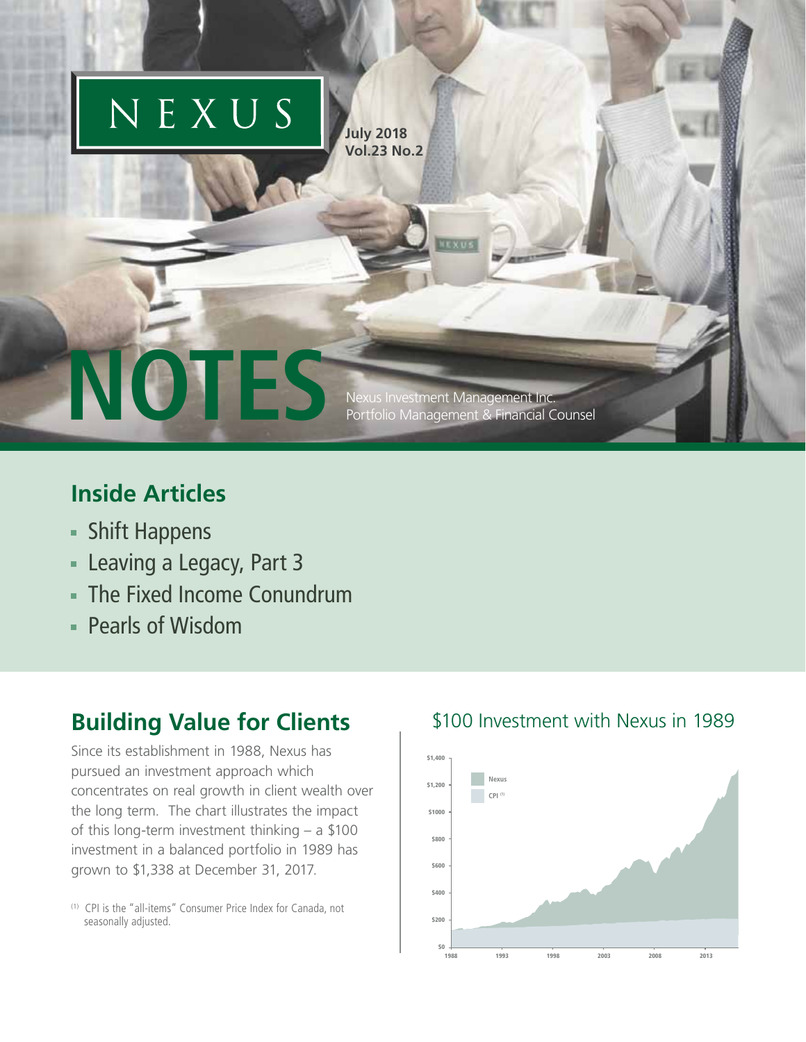# NEXUS

July 2018
Vol.23 No.2

# NOTES

Nexus Investment Management Inc.
Portfolio Management & Financial Counsel

## Inside Articles

- Shift Happens
- Leaving a Legacy, Part 3
- The Fixed Income Conundrum
- Pearls of Wisdom

## Building Value for Clients

Since its establishment in 1988, Nexus has pursued an investment approach which concentrates on real growth in client wealth over the long term. The chart illustrates the impact of this long-term investment thinking – a \$100 investment in a balanced portfolio in 1989 has grown to \$1,338 at December 31, 2017.

[1] CPI is the "all-items" Consumer Price Index for Canada, not seasonally adjusted.

### \$100 Investment with Nexus in 1989

Nexus

CPI [1]

\$1,400, \$1,200, \$1000, \$800, \$600, \$400, \$200, \$0

1988, 1993, 1998, 2003, 2008, 2013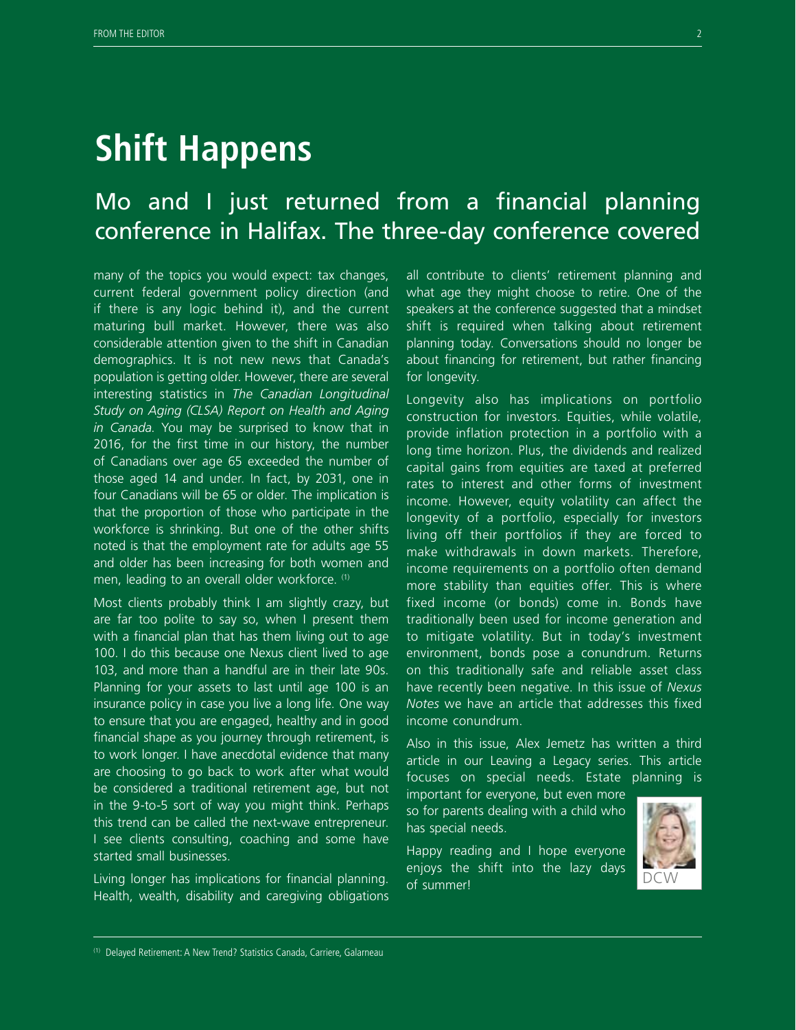# Shift Happens

## Mo and I just returned from a financial planning conference in Halifax. The three-day conference covered

many of the topics you would expect: tax changes, current federal government policy direction (and if there is any logic behind it), and the current maturing bull market. However, there was also considerable attention given to the shift in Canadian demographics. It is not new news that Canada's population is getting older. However, there are several interesting statistics in *The Canadian Longitudinal Study on Aging (CLSA) Report on Health and Aging in Canada*. You may be surprised to know that in 2016, for the first time in our history, the number of Canadians over age 65 exceeded the number of those aged 14 and under. In fact, by 2031, one in four Canadians will be 65 or older. The implication is that the proportion of those who participate in the workforce is shrinking. But one of the other shifts noted is that the employment rate for adults age 55 and older has been increasing for both women and men, leading to an overall older workforce. [1]

Most clients probably think I am slightly crazy, but are far too polite to say so, when I present them with a financial plan that has them living out to age 100. I do this because one Nexus client lived to age 103, and more than a handful are in their late 90s. Planning for your assets to last until age 100 is an insurance policy in case you live a long life. One way to ensure that you are engaged, healthy and in good financial shape as you journey through retirement, is to work longer. I have anecdotal evidence that many are choosing to go back to work after what would be considered a traditional retirement age, but not in the 9-to-5 sort of way you might think. Perhaps this trend can be called the next-wave entrepreneur. I see clients consulting, coaching and some have started small businesses.

Living longer has implications for financial planning. Health, wealth, disability and caregiving obligations all contribute to clients' retirement planning and what age they might choose to retire. One of the speakers at the conference suggested that a mindset shift is required when talking about retirement planning today. Conversations should no longer be about financing for retirement, but rather financing for longevity.

Longevity also has implications on portfolio construction for investors. Equities, while volatile, provide inflation protection in a portfolio with a long time horizon. Plus, the dividends and realized capital gains from equities are taxed at preferred rates to interest and other forms of investment income. However, equity volatility can affect the longevity of a portfolio, especially for investors living off their portfolios if they are forced to make withdrawals in down markets. Therefore, income requirements on a portfolio often demand more stability than equities offer. This is where fixed income (or bonds) come in. Bonds have traditionally been used for income generation and to mitigate volatility. But in today's investment environment, bonds pose a conundrum. Returns on this traditionally safe and reliable asset class have recently been negative. In this issue of *Nexus Notes* we have an article that addresses this fixed income conundrum.

Also in this issue, Alex Jemetz has written a third article in our Leaving a Legacy series. This article focuses on special needs. Estate planning is important for everyone, but even more so for parents dealing with a child who has special needs.

Happy reading and I hope everyone enjoys the shift into the lazy days of summer!

DCW

---

[1] Delayed Retirement: A New Trend? Statistics Canada, Carriere, Galarneau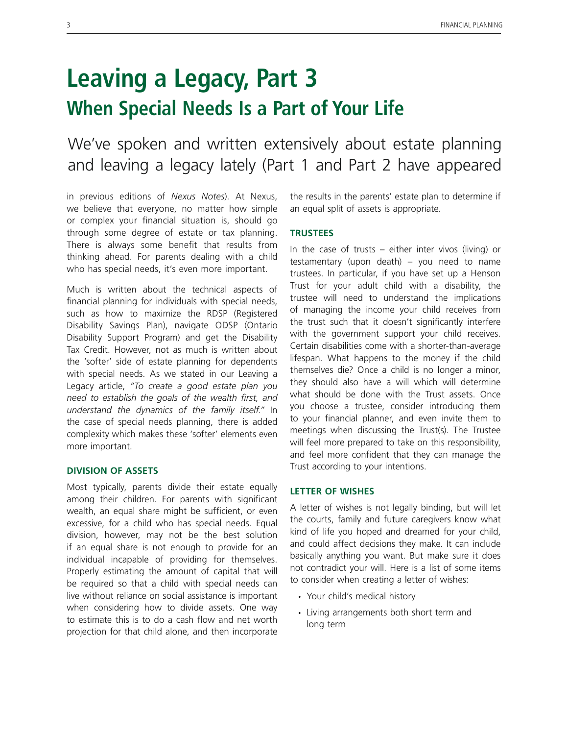# Leaving a Legacy, Part 3

## When Special Needs Is a Part of Your Life

We've spoken and written extensively about estate planning and leaving a legacy lately (Part 1 and Part 2 have appeared in previous editions of *Nexus Notes*). At Nexus, we believe that everyone, no matter how simple or complex your financial situation is, should go through some degree of estate or tax planning. There is always some benefit that results from thinking ahead. For parents dealing with a child who has special needs, it's even more important.

Much is written about the technical aspects of financial planning for individuals with special needs, such as how to maximize the RDSP (Registered Disability Savings Plan), navigate ODSP (Ontario Disability Support Program) and get the Disability Tax Credit. However, not as much is written about the 'softer' side of estate planning for dependents with special needs. As we stated in our Leaving a Legacy article, *"To create a good estate plan you need to establish the goals of the wealth first, and understand the dynamics of the family itself."* In the case of special needs planning, there is added complexity which makes these 'softer' elements even more important.

### DIVISION OF ASSETS

Most typically, parents divide their estate equally among their children. For parents with significant wealth, an equal share might be sufficient, or even excessive, for a child who has special needs. Equal division, however, may not be the best solution if an equal share is not enough to provide for an individual incapable of providing for themselves. Properly estimating the amount of capital that will be required so that a child with special needs can live without reliance on social assistance is important when considering how to divide assets. One way to estimate this is to do a cash flow and net worth projection for that child alone, and then incorporate the results in the parents' estate plan to determine if an equal split of assets is appropriate.

### TRUSTEES

In the case of trusts – either inter vivos (living) or testamentary (upon death) – you need to name trustees. In particular, if you have set up a Henson Trust for your adult child with a disability, the trustee will need to understand the implications of managing the income your child receives from the trust such that it doesn't significantly interfere with the government support your child receives. Certain disabilities come with a shorter-than-average lifespan. What happens to the money if the child themselves die? Once a child is no longer a minor, they should also have a will which will determine what should be done with the Trust assets. Once you choose a trustee, consider introducing them to your financial planner, and even invite them to meetings when discussing the Trust(s). The Trustee will feel more prepared to take on this responsibility, and feel more confident that they can manage the Trust according to your intentions.

### LETTER OF WISHES

A letter of wishes is not legally binding, but will let the courts, family and future caregivers know what kind of life you hoped and dreamed for your child, and could affect decisions they make. It can include basically anything you want. But make sure it does not contradict your will. Here is a list of some items to consider when creating a letter of wishes:

- Your child's medical history
- Living arrangements both short term and long term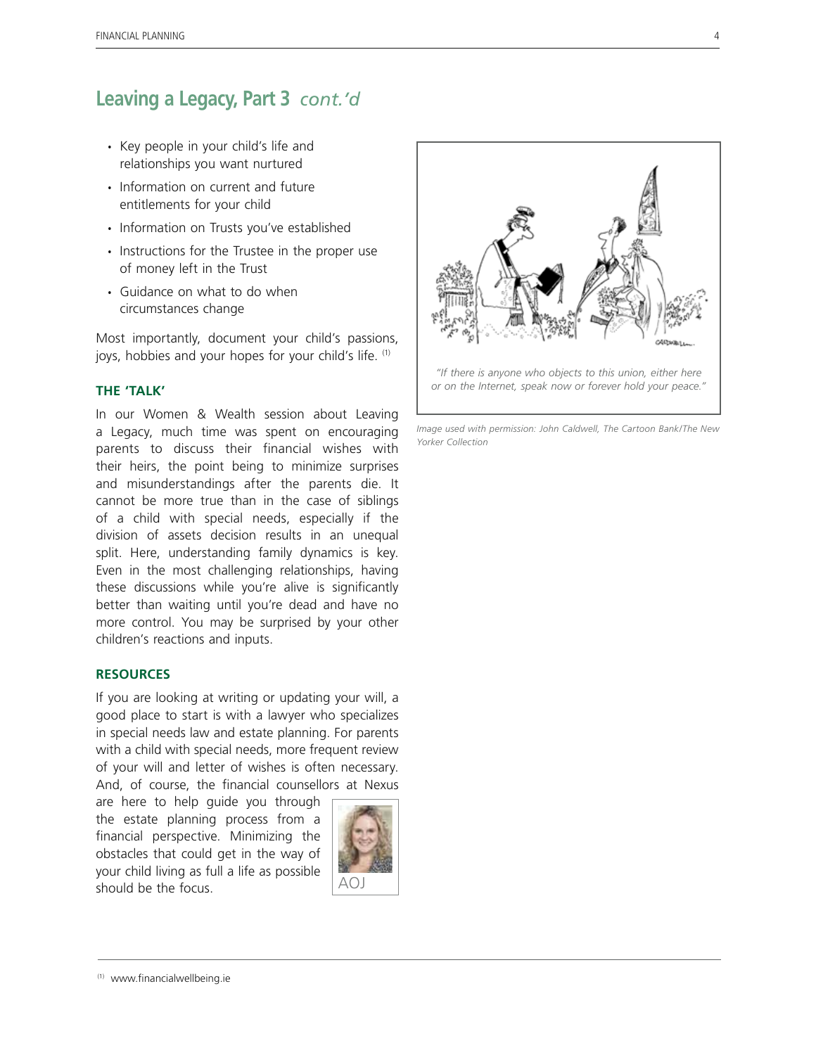## Leaving a Legacy, Part 3 *cont.'d*

- Key people in your child's life and relationships you want nurtured
- Information on current and future entitlements for your child
- Information on Trusts you've established
- Instructions for the Trustee in the proper use of money left in the Trust
- Guidance on what to do when circumstances change

Most importantly, document your child's passions, joys, hobbies and your hopes for your child's life. [1]

### THE 'TALK'

In our Women & Wealth session about Leaving a Legacy, much time was spent on encouraging parents to discuss their financial wishes with their heirs, the point being to minimize surprises and misunderstandings after the parents die. It cannot be more true than in the case of siblings of a child with special needs, especially if the division of assets decision results in an unequal split. Here, understanding family dynamics is key. Even in the most challenging relationships, having these discussions while you're alive is significantly better than waiting until you're dead and have no more control. You may be surprised by your other children's reactions and inputs.

### RESOURCES

If you are looking at writing or updating your will, a good place to start is with a lawyer who specializes in special needs law and estate planning. For parents with a child with special needs, more frequent review of your will and letter of wishes is often necessary. And, of course, the financial counsellors at Nexus are here to help guide you through the estate planning process from a financial perspective. Minimizing the obstacles that could get in the way of your child living as full a life as possible should be the focus.

AOJ

*"If there is anyone who objects to this union, either here or on the Internet, speak now or forever hold your peace."*

*Image used with permission: John Caldwell, The Cartoon Bank/The New Yorker Collection*

[1] www.financialwellbeing.ie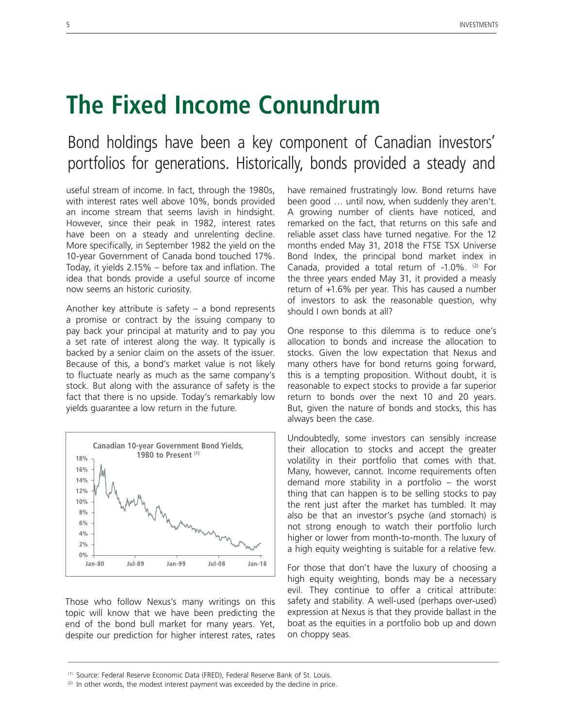# The Fixed Income Conundrum

Bond holdings have been a key component of Canadian investors' portfolios for generations. Historically, bonds provided a steady and useful stream of income. In fact, through the 1980s, with interest rates well above 10%, bonds provided an income stream that seems lavish in hindsight. However, since their peak in 1982, interest rates have been on a steady and unrelenting decline. More specifically, in September 1982 the yield on the 10-year Government of Canada bond touched 17%. Today, it yields 2.15% – before tax and inflation. The idea that bonds provide a useful source of income now seems an historic curiosity.

Another key attribute is safety – a bond represents a promise or contract by the issuing company to pay back your principal at maturity and to pay you a set rate of interest along the way. It typically is backed by a senior claim on the assets of the issuer. Because of this, a bond's market value is not likely to fluctuate nearly as much as the same company's stock. But along with the assurance of safety is the fact that there is no upside. Today's remarkably low yields guarantee a low return in the future.

**Canadian 10-year Government Bond Yields, 1980 to Present** [1]

Those who follow Nexus's many writings on this topic will know that we have been predicting the end of the bond bull market for many years. Yet, despite our prediction for higher interest rates, rates have remained frustratingly low. Bond returns have been good … until now, when suddenly they aren't. A growing number of clients have noticed, and remarked on the fact, that returns on this safe and reliable asset class have turned negative. For the 12 months ended May 31, 2018 the FTSE TSX Universe Bond Index, the principal bond market index in Canada, provided a total return of -1.0%. [2] For the three years ended May 31, it provided a measly return of +1.6% per year. This has caused a number of investors to ask the reasonable question, why should I own bonds at all?

One response to this dilemma is to reduce one's allocation to bonds and increase the allocation to stocks. Given the low expectation that Nexus and many others have for bond returns going forward, this is a tempting proposition. Without doubt, it is reasonable to expect stocks to provide a far superior return to bonds over the next 10 and 20 years. But, given the nature of bonds and stocks, this has always been the case.

Undoubtedly, some investors can sensibly increase their allocation to stocks and accept the greater volatility in their portfolio that comes with that. Many, however, cannot. Income requirements often demand more stability in a portfolio – the worst thing that can happen is to be selling stocks to pay the rent just after the market has tumbled. It may also be that an investor's psyche (and stomach) is not strong enough to watch their portfolio lurch higher or lower from month-to-month. The luxury of a high equity weighting is suitable for a relative few.

For those that don't have the luxury of choosing a high equity weighting, bonds may be a necessary evil. They continue to offer a critical attribute: safety and stability. A well-used (perhaps over-used) expression at Nexus is that they provide ballast in the boat as the equities in a portfolio bob up and down on choppy seas.

---

[1] Source: Federal Reserve Economic Data (FRED), Federal Reserve Bank of St. Louis.

[2] In other words, the modest interest payment was exceeded by the decline in price.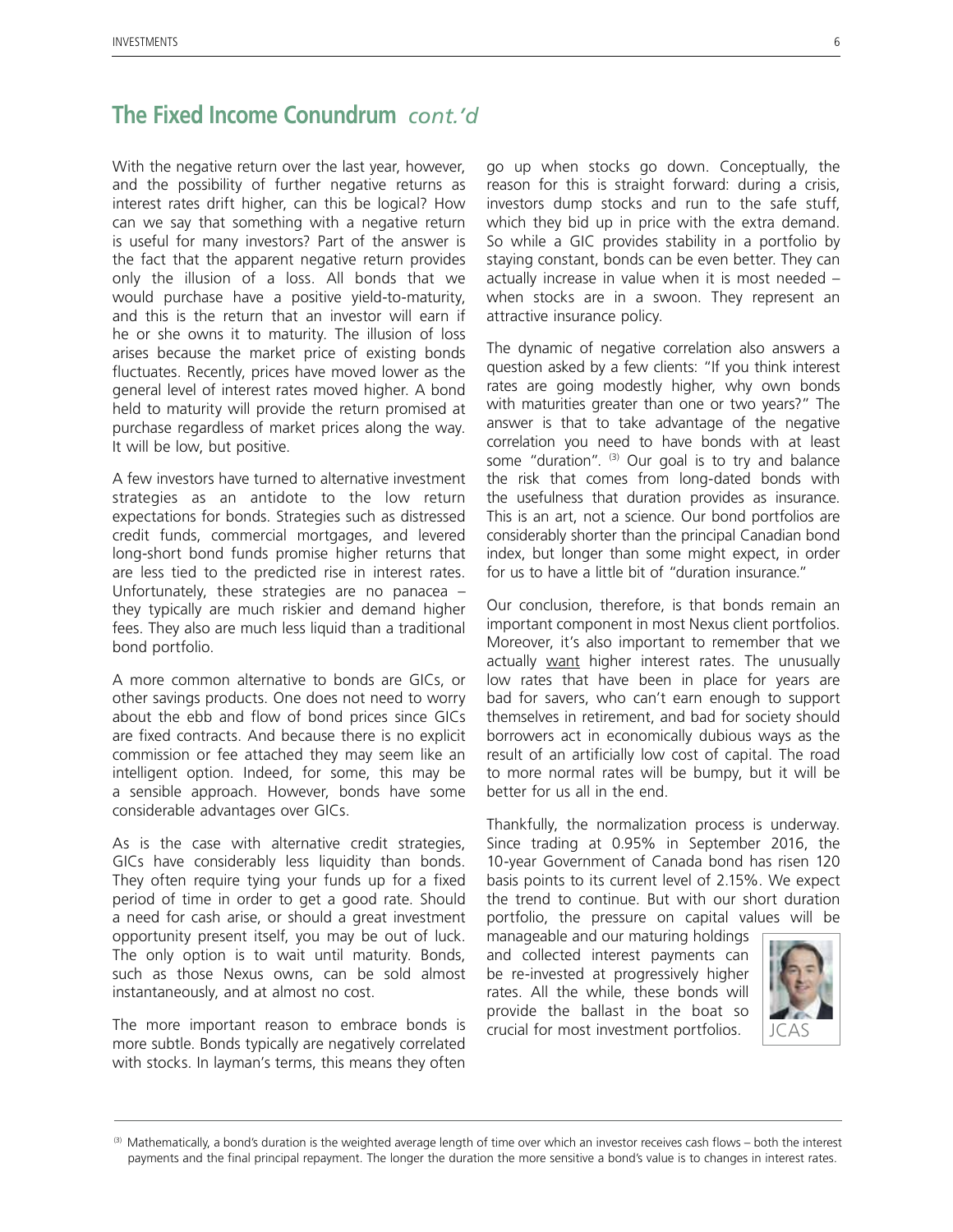## The Fixed Income Conundrum *cont.'d*

With the negative return over the last year, however, and the possibility of further negative returns as interest rates drift higher, can this be logical? How can we say that something with a negative return is useful for many investors? Part of the answer is the fact that the apparent negative return provides only the illusion of a loss. All bonds that we would purchase have a positive yield-to-maturity, and this is the return that an investor will earn if he or she owns it to maturity. The illusion of loss arises because the market price of existing bonds fluctuates. Recently, prices have moved lower as the general level of interest rates moved higher. A bond held to maturity will provide the return promised at purchase regardless of market prices along the way. It will be low, but positive.

A few investors have turned to alternative investment strategies as an antidote to the low return expectations for bonds. Strategies such as distressed credit funds, commercial mortgages, and levered long-short bond funds promise higher returns that are less tied to the predicted rise in interest rates. Unfortunately, these strategies are no panacea – they typically are much riskier and demand higher fees. They also are much less liquid than a traditional bond portfolio.

A more common alternative to bonds are GICs, or other savings products. One does not need to worry about the ebb and flow of bond prices since GICs are fixed contracts. And because there is no explicit commission or fee attached they may seem like an intelligent option. Indeed, for some, this may be a sensible approach. However, bonds have some considerable advantages over GICs.

As is the case with alternative credit strategies, GICs have considerably less liquidity than bonds. They often require tying your funds up for a fixed period of time in order to get a good rate. Should a need for cash arise, or should a great investment opportunity present itself, you may be out of luck. The only option is to wait until maturity. Bonds, such as those Nexus owns, can be sold almost instantaneously, and at almost no cost.

The more important reason to embrace bonds is more subtle. Bonds typically are negatively correlated with stocks. In layman's terms, this means they often go up when stocks go down. Conceptually, the reason for this is straight forward: during a crisis, investors dump stocks and run to the safe stuff, which they bid up in price with the extra demand. So while a GIC provides stability in a portfolio by staying constant, bonds can be even better. They can actually increase in value when it is most needed – when stocks are in a swoon. They represent an attractive insurance policy.

The dynamic of negative correlation also answers a question asked by a few clients: "If you think interest rates are going modestly higher, why own bonds with maturities greater than one or two years?" The answer is that to take advantage of the negative correlation you need to have bonds with at least some "duration". [3] Our goal is to try and balance the risk that comes from long-dated bonds with the usefulness that duration provides as insurance. This is an art, not a science. Our bond portfolios are considerably shorter than the principal Canadian bond index, but longer than some might expect, in order for us to have a little bit of "duration insurance."

Our conclusion, therefore, is that bonds remain an important component in most Nexus client portfolios. Moreover, it's also important to remember that we actually <u>want</u> higher interest rates. The unusually low rates that have been in place for years are bad for savers, who can't earn enough to support themselves in retirement, and bad for society should borrowers act in economically dubious ways as the result of an artificially low cost of capital. The road to more normal rates will be bumpy, but it will be better for us all in the end.

Thankfully, the normalization process is underway. Since trading at 0.95% in September 2016, the 10-year Government of Canada bond has risen 120 basis points to its current level of 2.15%. We expect the trend to continue. But with our short duration portfolio, the pressure on capital values will be manageable and our maturing holdings and collected interest payments can be re-invested at progressively higher rates. All the while, these bonds will provide the ballast in the boat so crucial for most investment portfolios.

JCAS

---

[3] Mathematically, a bond's duration is the weighted average length of time over which an investor receives cash flows – both the interest payments and the final principal repayment. The longer the duration the more sensitive a bond's value is to changes in interest rates.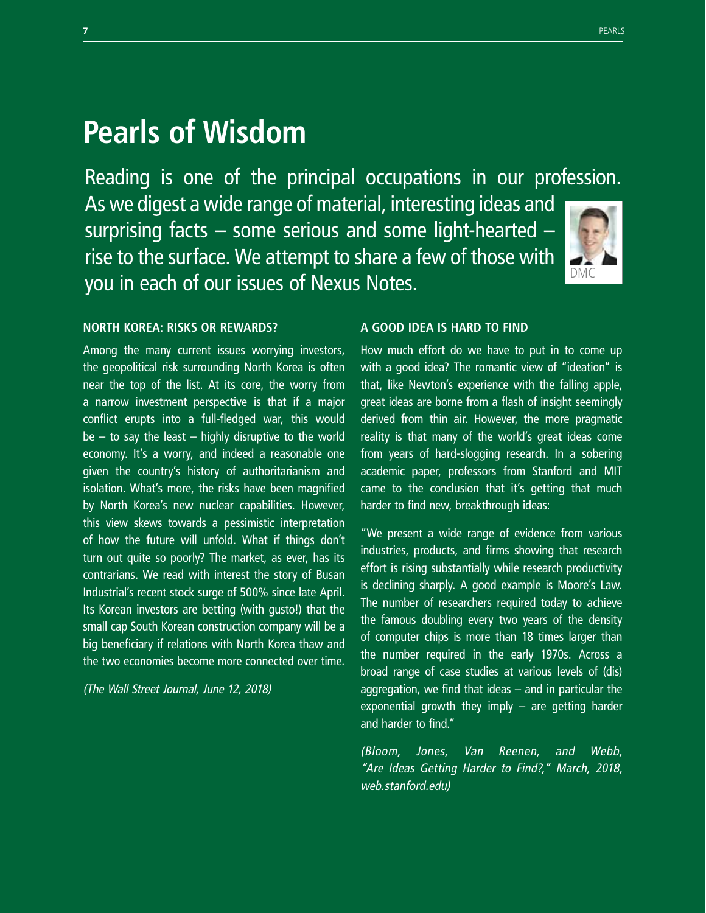# Pearls of Wisdom

Reading is one of the principal occupations in our profession. As we digest a wide range of material, interesting ideas and surprising facts – some serious and some light-hearted – rise to the surface. We attempt to share a few of those with you in each of our issues of Nexus Notes.

DMC

### NORTH KOREA: RISKS OR REWARDS?

Among the many current issues worrying investors, the geopolitical risk surrounding North Korea is often near the top of the list. At its core, the worry from a narrow investment perspective is that if a major conflict erupts into a full-fledged war, this would be – to say the least – highly disruptive to the world economy. It's a worry, and indeed a reasonable one given the country's history of authoritarianism and isolation. What's more, the risks have been magnified by North Korea's new nuclear capabilities. However, this view skews towards a pessimistic interpretation of how the future will unfold. What if things don't turn out quite so poorly? The market, as ever, has its contrarians. We read with interest the story of Busan Industrial's recent stock surge of 500% since late April. Its Korean investors are betting (with gusto!) that the small cap South Korean construction company will be a big beneficiary if relations with North Korea thaw and the two economies become more connected over time.

*(The Wall Street Journal, June 12, 2018)*

### A GOOD IDEA IS HARD TO FIND

How much effort do we have to put in to come up with a good idea? The romantic view of "ideation" is that, like Newton's experience with the falling apple, great ideas are borne from a flash of insight seemingly derived from thin air. However, the more pragmatic reality is that many of the world's great ideas come from years of hard-slogging research. In a sobering academic paper, professors from Stanford and MIT came to the conclusion that it's getting that much harder to find new, breakthrough ideas:

"We present a wide range of evidence from various industries, products, and firms showing that research effort is rising substantially while research productivity is declining sharply. A good example is Moore's Law. The number of researchers required today to achieve the famous doubling every two years of the density of computer chips is more than 18 times larger than the number required in the early 1970s. Across a broad range of case studies at various levels of (dis) aggregation, we find that ideas – and in particular the exponential growth they imply – are getting harder and harder to find."

*(Bloom, Jones, Van Reenen, and Webb, "Are Ideas Getting Harder to Find?," March, 2018, web.stanford.edu)*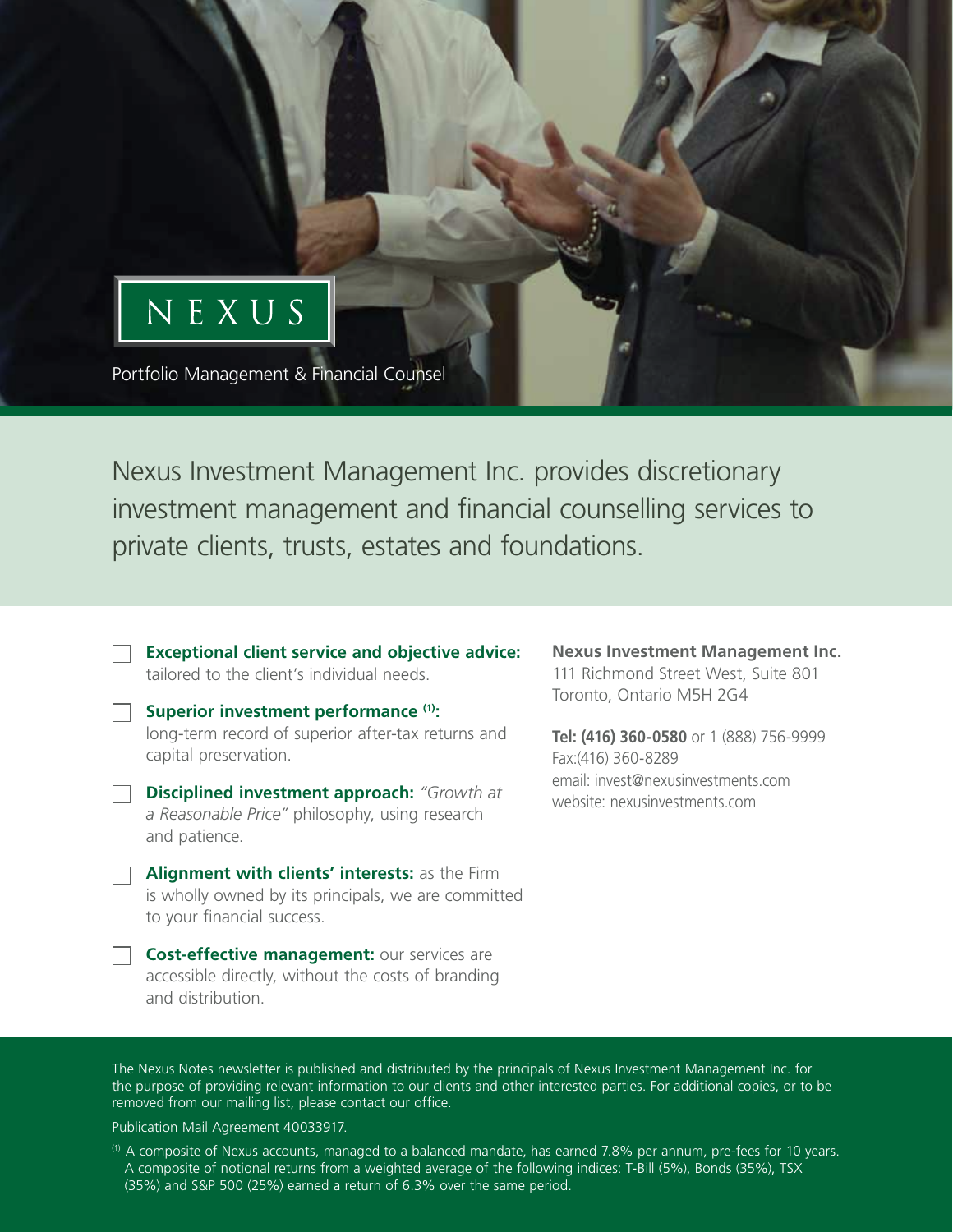# NEXUS

Portfolio Management & Financial Counsel

Nexus Investment Management Inc. provides discretionary investment management and financial counselling services to private clients, trusts, estates and foundations.

- **Exceptional client service and objective advice:** tailored to the client's individual needs.
- **Superior investment performance [(1)]:** long-term record of superior after-tax returns and capital preservation.
- **Disciplined investment approach:** *"Growth at a Reasonable Price"* philosophy, using research and patience.
- **Alignment with clients' interests:** as the Firm is wholly owned by its principals, we are committed to your financial success.
- **Cost-effective management:** our services are accessible directly, without the costs of branding and distribution.

**Nexus Investment Management Inc.**
111 Richmond Street West, Suite 801
Toronto, Ontario M5H 2G4

**Tel: (416) 360-0580** or 1 (888) 756-9999
Fax:(416) 360-8289
email: invest@nexusinvestments.com
website: nexusinvestments.com

The Nexus Notes newsletter is published and distributed by the principals of Nexus Investment Management Inc. for the purpose of providing relevant information to our clients and other interested parties. For additional copies, or to be removed from our mailing list, please contact our office.

Publication Mail Agreement 40033917.

[(1)] A composite of Nexus accounts, managed to a balanced mandate, has earned 7.8% per annum, pre-fees for 10 years. A composite of notional returns from a weighted average of the following indices: T-Bill (5%), Bonds (35%), TSX (35%) and S&P 500 (25%) earned a return of 6.3% over the same period.